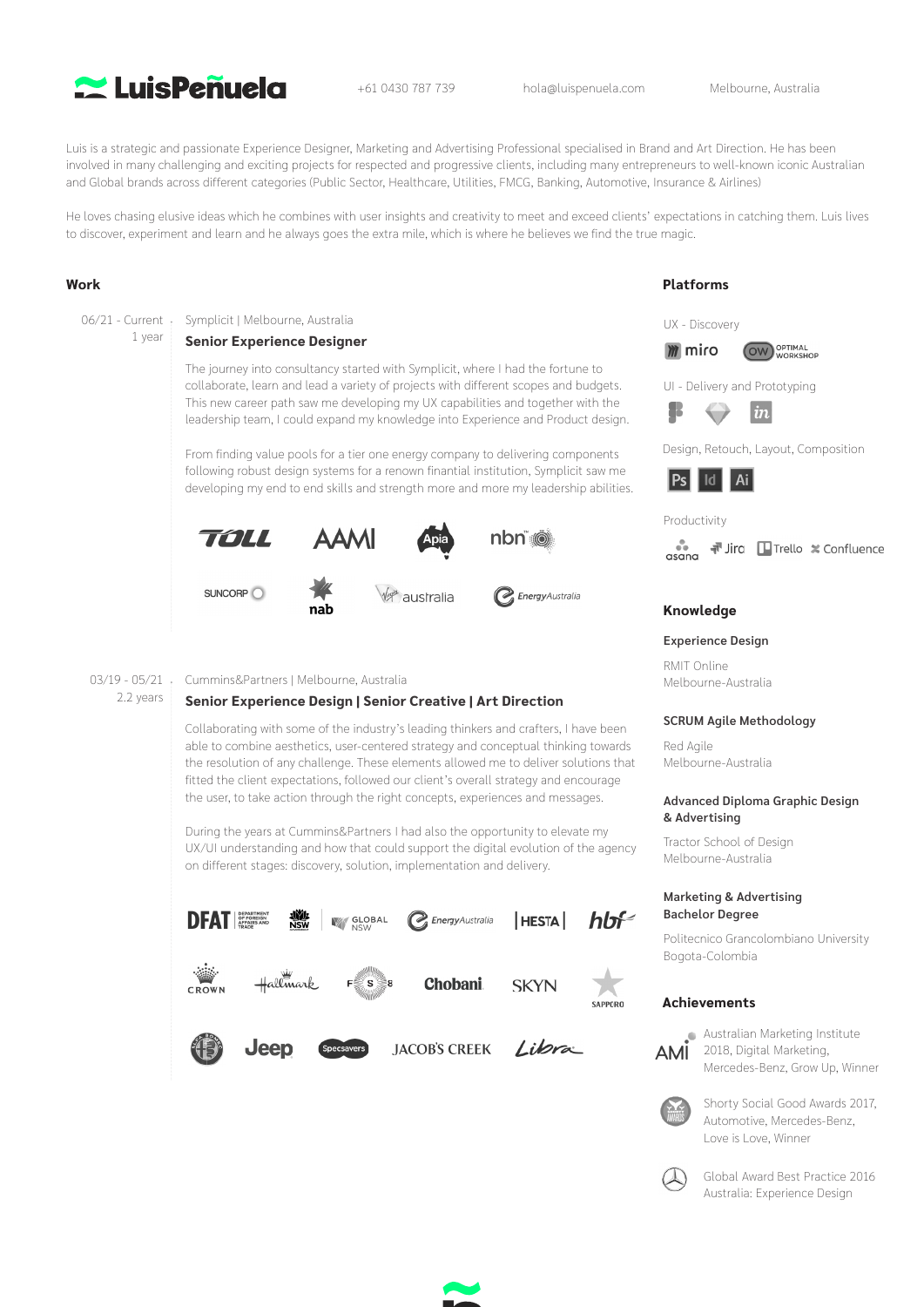# LuisPeñuela

+61 0430 787 739 | hola@luispenuela.com | Melbourne, Australia

Luis is a strategic and passionate Experience Designer, Marketing and Advertising Professional specialised in Brand and Art Direction. He has been involved in many challenging and exciting projects for respected and progressive clients, including many entrepreneurs to well-known iconic Australian and Global brands across different categories (Public Sector, Healthcare, Utilities, FMCG, Banking, Automotive, Insurance & Airlines)

He loves chasing elusive ideas which he combines with user insights and creativity to meet and exceed clients' expectations in catching them. Luis lives to discover, experiment and learn and he always goes the extra mile, which is where he believes we find the true magic.

## Work

06/21 - Current
1 year

Symplicit | Melbourne, Australia

### Senior Experience Designer

The journey into consultancy started with Symplicit, where I had the fortune to collaborate, learn and lead a variety of projects with different scopes and budgets. This new career path saw me developing my UX capabilities and together with the leadership team, I could expand my knowledge into Experience and Product design.

From finding value pools for a tier one energy company to delivering components following robust design systems for a renown finantial institution, Symplicit saw me developing my end to end skills and strength more and more my leadership abilities.

TOLL · AAMI · Apia · nbn · SUNCORP · nab · Virgin australia · EnergyAustralia

03/19 - 05/21
2.2 years

Cummins&Partners | Melbourne, Australia

### Senior Experience Design | Senior Creative | Art Direction

Collaborating with some of the industry's leading thinkers and crafters, I have been able to combine aesthetics, user-centered strategy and conceptual thinking towards the resolution of any challenge. These elements allowed me to deliver solutions that fitted the client expectations, followed our client's overall strategy and encourage the user, to take action through the right concepts, experiences and messages.

During the years at Cummins&Partners I had also the opportunity to elevate my UX/UI understanding and how that could support the digital evolution of the agency on different stages: discovery, solution, implementation and delivery.

DFAT Department of Foreign Affairs and Trade · NSW · Global NSW · EnergyAustralia · HESTA · hbf · Crown · Hallmark · FSB · Chobani · SKYN · Sapporo · Alfa Romeo · Jeep · Specsavers · Jacob's Creek · Libra

## Platforms

UX - Discovery

miro · Optimal Workshop

UI - Delivery and Prototyping

Figma · Sketch · InVision

Design, Retouch, Layout, Composition

Ps · Id · Ai

Productivity

asana · Jira · Trello · Confluence

## Knowledge

**Experience Design**

RMIT Online
Melbourne-Australia

**SCRUM Agile Methodology**

Red Agile
Melbourne-Australia

**Advanced Diploma Graphic Design & Advertising**

Tractor School of Design
Melbourne-Australia

**Marketing & Advertising Bachelor Degree**

Politecnico Grancolombiano University
Bogota-Colombia

## Achievements

Australian Marketing Institute 2018, Digital Marketing, Mercedes-Benz, Grow Up, Winner

Shorty Social Good Awards 2017, Automotive, Mercedes-Benz, Love is Love, Winner

Global Award Best Practice 2016 Australia: Experience Design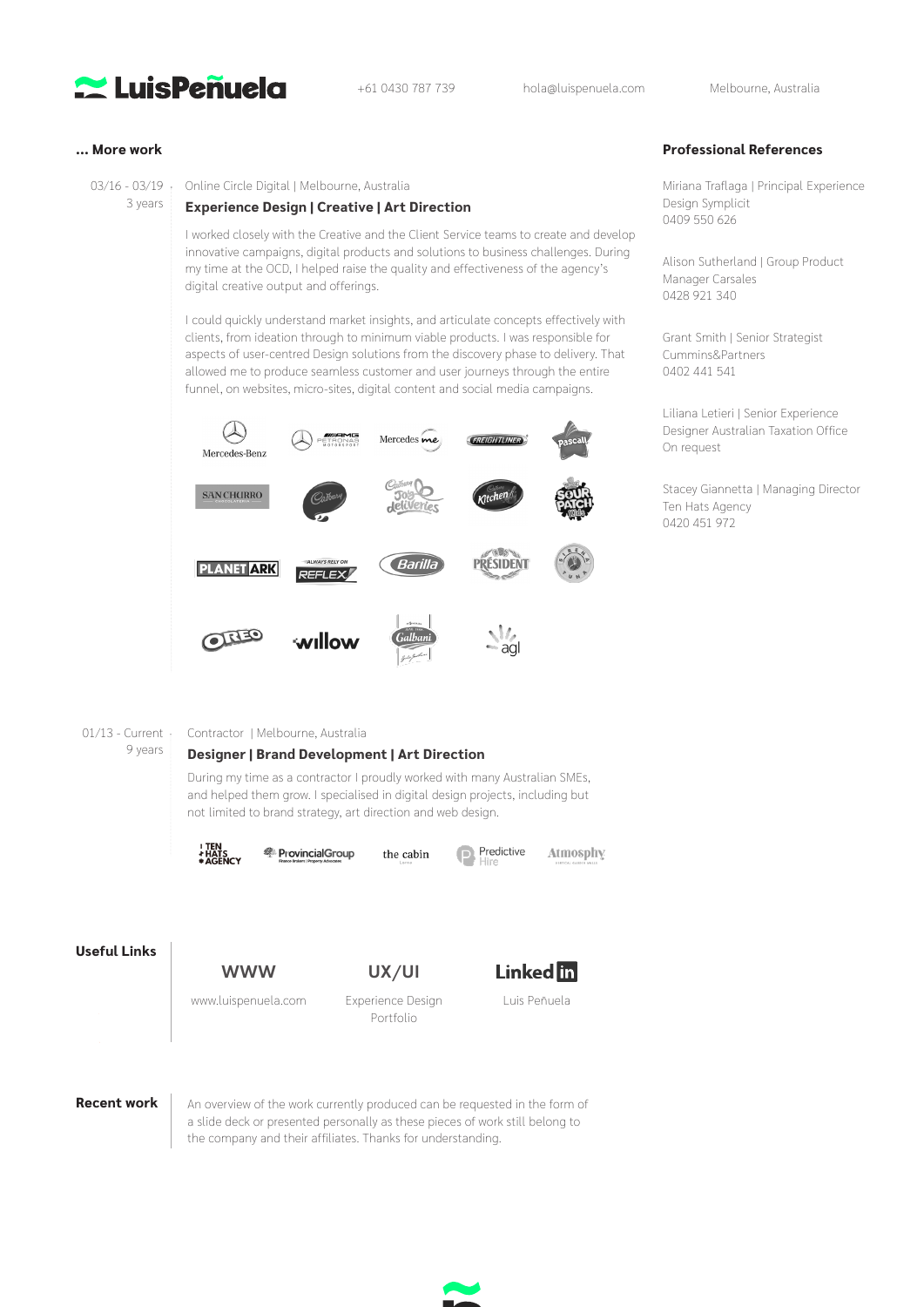# LuisPeñuela

+61 0430 787 739 | hola@luispenuela.com | Melbourne, Australia

## ... More work

03/16 - 03/19
3 years

Online Circle Digital | Melbourne, Australia

### Experience Design | Creative | Art Direction

I worked closely with the Creative and the Client Service teams to create and develop innovative campaigns, digital products and solutions to business challenges. During my time at the OCD, I helped raise the quality and effectiveness of the agency's digital creative output and offerings.

I could quickly understand market insights, and articulate concepts effectively with clients, from ideation through to minimum viable products. I was responsible for aspects of user-centred Design solutions from the discovery phase to delivery. That allowed me to produce seamless customer and user journeys through the entire funnel, on websites, micro-sites, digital content and social media campaigns.

Mercedes-Benz, AMG Petronas Motorsport, Mercedes me, Freightliner, Pascall, San Churro, Cadbury, Cadbury Joy Deliveries, Cadbury Kitchen, Sour Patch Kids, Planet Ark, Reflex, Barilla, Président, Sirena Tuna, Oreo, willow, Galbani, agl

01/13 - Current
9 years

Contractor | Melbourne, Australia

### Designer | Brand Development | Art Direction

During my time as a contractor I proudly worked with many Australian SMEs, and helped them grow. I specialised in digital design projects, including but not limited to brand strategy, art direction and web design.

Ten Hats Agency, ProvincialGroup, the cabin, Predictive Hire, Atmosphy

## Professional References

Miriana Traflaga | Principal Experience Design Symplicit
0409 550 626

Alison Sutherland | Group Product Manager Carsales
0428 921 340

Grant Smith | Senior Strategist Cummins&Partners
0402 441 541

Liliana Letieri | Senior Experience Designer Australian Taxation Office
On request

Stacey Giannetta | Managing Director Ten Hats Agency
0420 451 972

## Useful Links

**WWW**
www.luispenuela.com

**UX/UI**
Experience Design Portfolio

**LinkedIn**
Luis Peñuela

## Recent work

An overview of the work currently produced can be requested in the form of a slide deck or presented personally as these pieces of work still belong to the company and their affiliates. Thanks for understanding.